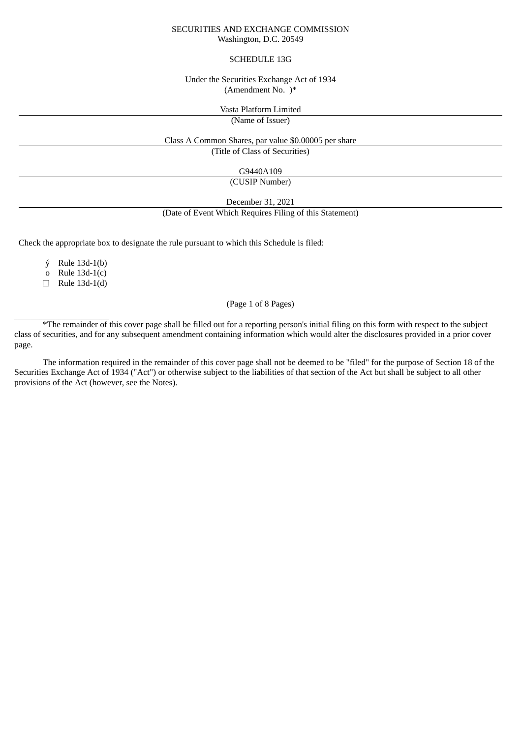SECURITIES AND EXCHANGE COMMISSION
Washington, D.C. 20549

SCHEDULE 13G

Under the Securities Exchange Act of 1934
(Amendment No. )*

Vasta Platform Limited
(Name of Issuer)

Class A Common Shares, par value $0.00005 per share
(Title of Class of Securities)

G9440A109
(CUSIP Number)

December 31, 2021
(Date of Event Which Requires Filing of this Statement)

Check the appropriate box to designate the rule pursuant to which this Schedule is filed:

ý Rule 13d-1(b)
o Rule 13d-1(c)
☐ Rule 13d-1(d)

(Page 1 of 8 Pages)

*The remainder of this cover page shall be filled out for a reporting person's initial filing on this form with respect to the subject class of securities, and for any subsequent amendment containing information which would alter the disclosures provided in a prior cover page.

The information required in the remainder of this cover page shall not be deemed to be "filed" for the purpose of Section 18 of the Securities Exchange Act of 1934 ("Act") or otherwise subject to the liabilities of that section of the Act but shall be subject to all other provisions of the Act (however, see the Notes).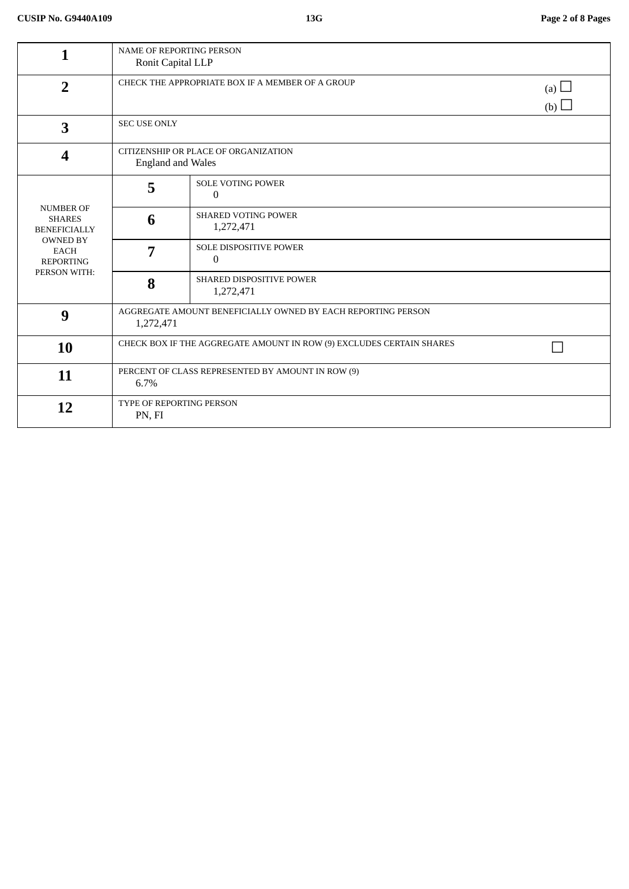| | | |
|---|---|---|
| **1** | NAME OF REPORTING PERSON<br>Ronit Capital LLP | |
| **2** | CHECK THE APPROPRIATE BOX IF A MEMBER OF A GROUP | (a) ☐<br>(b) ☐ |
| **3** | SEC USE ONLY | |
| **4** | CITIZENSHIP OR PLACE OF ORGANIZATION<br>England and Wales | |
| NUMBER OF SHARES BENEFICIALLY OWNED BY EACH REPORTING PERSON WITH: | **5** | SOLE VOTING POWER<br>0 |
| | **6** | SHARED VOTING POWER<br>1,272,471 |
| | **7** | SOLE DISPOSITIVE POWER<br>0 |
| | **8** | SHARED DISPOSITIVE POWER<br>1,272,471 |
| **9** | AGGREGATE AMOUNT BENEFICIALLY OWNED BY EACH REPORTING PERSON<br>1,272,471 | |
| **10** | CHECK BOX IF THE AGGREGATE AMOUNT IN ROW (9) EXCLUDES CERTAIN SHARES | ☐ |
| **11** | PERCENT OF CLASS REPRESENTED BY AMOUNT IN ROW (9)<br>6.7% | |
| **12** | TYPE OF REPORTING PERSON<br>PN, FI | |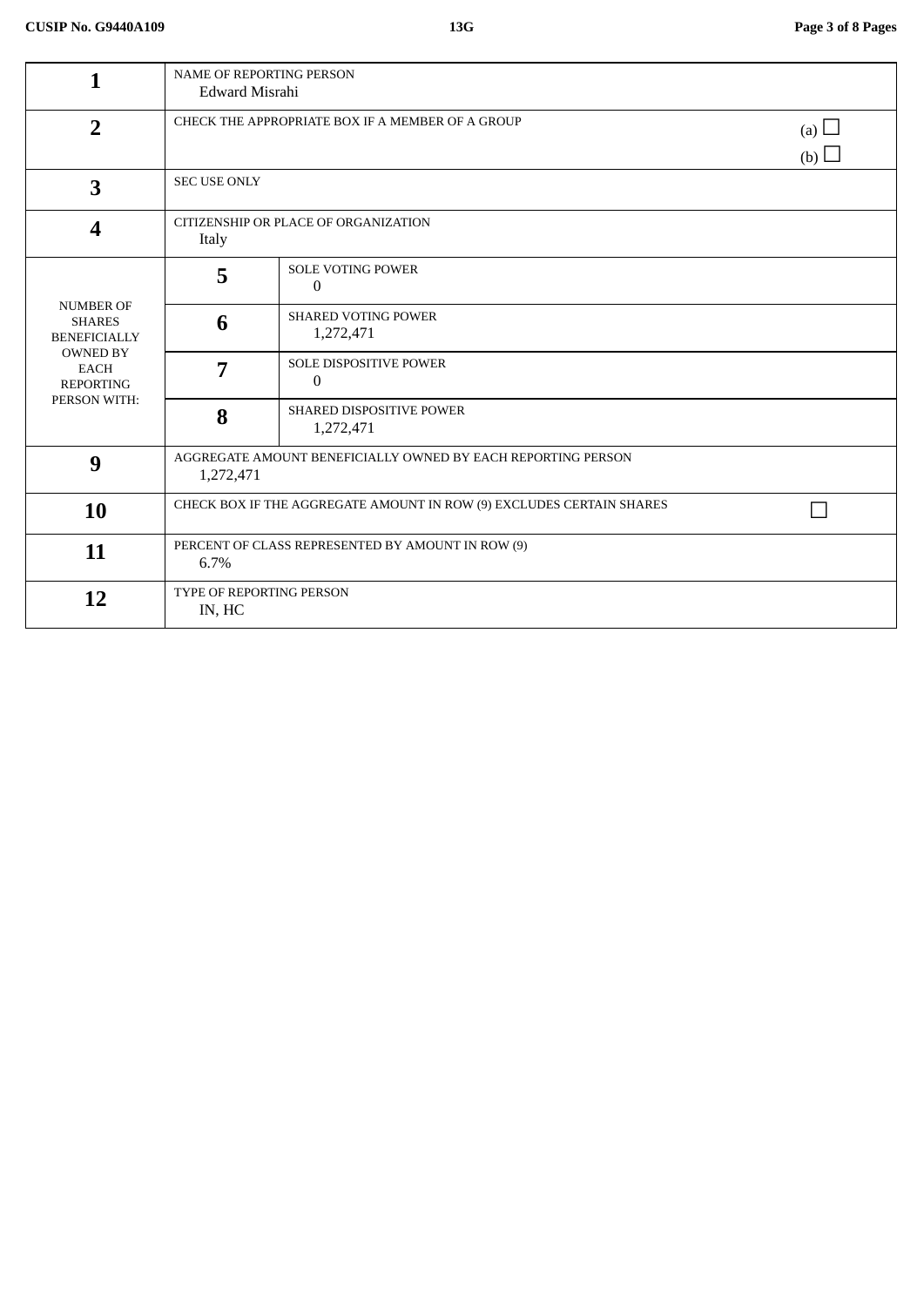**CUSIP No. G9440A109** **13G**

| | | |
|---|---|---|
| **1** | NAME OF REPORTING PERSON<br>Edward Misrahi | |
| **2** | CHECK THE APPROPRIATE BOX IF A MEMBER OF A GROUP | (a) ☐<br>(b) ☐ |
| **3** | SEC USE ONLY | |
| **4** | CITIZENSHIP OR PLACE OF ORGANIZATION<br>Italy | |
| NUMBER OF SHARES BENEFICIALLY OWNED BY EACH REPORTING PERSON WITH: | **5** | SOLE VOTING POWER<br>0 |
| | **6** | SHARED VOTING POWER<br>1,272,471 |
| | **7** | SOLE DISPOSITIVE POWER<br>0 |
| | **8** | SHARED DISPOSITIVE POWER<br>1,272,471 |
| **9** | AGGREGATE AMOUNT BENEFICIALLY OWNED BY EACH REPORTING PERSON<br>1,272,471 | |
| **10** | CHECK BOX IF THE AGGREGATE AMOUNT IN ROW (9) EXCLUDES CERTAIN SHARES | ☐ |
| **11** | PERCENT OF CLASS REPRESENTED BY AMOUNT IN ROW (9)<br>6.7% | |
| **12** | TYPE OF REPORTING PERSON<br>IN, HC | |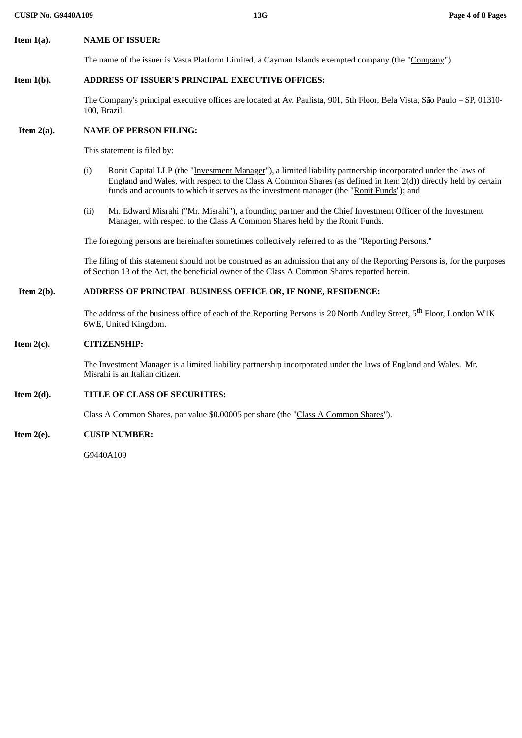**Item 1(a).** **NAME OF ISSUER:**

The name of the issuer is Vasta Platform Limited, a Cayman Islands exempted company (the "Company").

**Item 1(b).** **ADDRESS OF ISSUER'S PRINCIPAL EXECUTIVE OFFICES:**

The Company's principal executive offices are located at Av. Paulista, 901, 5th Floor, Bela Vista, São Paulo – SP, 01310-100, Brazil.

**Item 2(a).** **NAME OF PERSON FILING:**

This statement is filed by:

(i) Ronit Capital LLP (the "Investment Manager"), a limited liability partnership incorporated under the laws of England and Wales, with respect to the Class A Common Shares (as defined in Item 2(d)) directly held by certain funds and accounts to which it serves as the investment manager (the "Ronit Funds"); and

(ii) Mr. Edward Misrahi ("Mr. Misrahi"), a founding partner and the Chief Investment Officer of the Investment Manager, with respect to the Class A Common Shares held by the Ronit Funds.

The foregoing persons are hereinafter sometimes collectively referred to as the "Reporting Persons."

The filing of this statement should not be construed as an admission that any of the Reporting Persons is, for the purposes of Section 13 of the Act, the beneficial owner of the Class A Common Shares reported herein.

**Item 2(b).** **ADDRESS OF PRINCIPAL BUSINESS OFFICE OR, IF NONE, RESIDENCE:**

The address of the business office of each of the Reporting Persons is 20 North Audley Street, 5th Floor, London W1K 6WE, United Kingdom.

**Item 2(c).** **CITIZENSHIP:**

The Investment Manager is a limited liability partnership incorporated under the laws of England and Wales. Mr. Misrahi is an Italian citizen.

**Item 2(d).** **TITLE OF CLASS OF SECURITIES:**

Class A Common Shares, par value $0.00005 per share (the "Class A Common Shares").

**Item 2(e).** **CUSIP NUMBER:**

G9440A109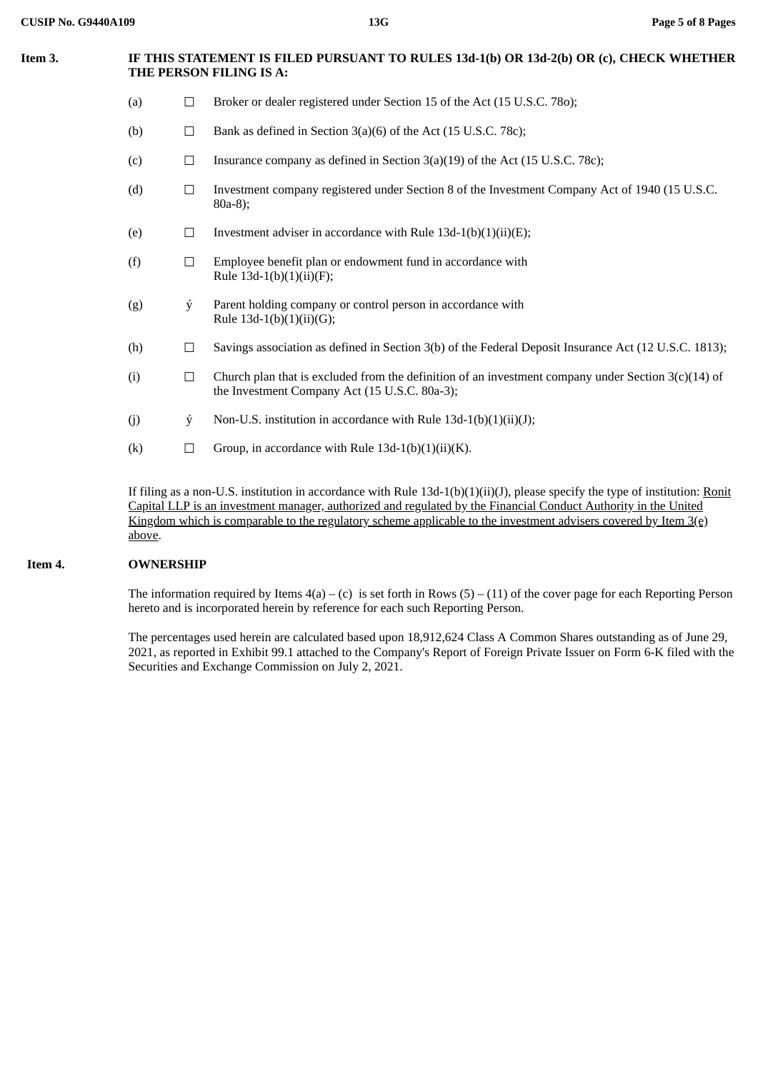**Item 3. IF THIS STATEMENT IS FILED PURSUANT TO RULES 13d-1(b) OR 13d-2(b) OR (c), CHECK WHETHER THE PERSON FILING IS A:**

(a) ☐ Broker or dealer registered under Section 15 of the Act (15 U.S.C. 78o);

(b) ☐ Bank as defined in Section 3(a)(6) of the Act (15 U.S.C. 78c);

(c) ☐ Insurance company as defined in Section 3(a)(19) of the Act (15 U.S.C. 78c);

(d) ☐ Investment company registered under Section 8 of the Investment Company Act of 1940 (15 U.S.C. 80a-8);

(e) ☐ Investment adviser in accordance with Rule 13d-1(b)(1)(ii)(E);

(f) ☐ Employee benefit plan or endowment fund in accordance with Rule 13d-1(b)(1)(ii)(F);

(g) ý Parent holding company or control person in accordance with Rule 13d-1(b)(1)(ii)(G);

(h) ☐ Savings association as defined in Section 3(b) of the Federal Deposit Insurance Act (12 U.S.C. 1813);

(i) ☐ Church plan that is excluded from the definition of an investment company under Section 3(c)(14) of the Investment Company Act (15 U.S.C. 80a-3);

(j) ý Non-U.S. institution in accordance with Rule 13d-1(b)(1)(ii)(J);

(k) ☐ Group, in accordance with Rule 13d-1(b)(1)(ii)(K).

If filing as a non-U.S. institution in accordance with Rule 13d-1(b)(1)(ii)(J), please specify the type of institution: Ronit Capital LLP is an investment manager, authorized and regulated by the Financial Conduct Authority in the United Kingdom which is comparable to the regulatory scheme applicable to the investment advisers covered by Item 3(e) above.

**Item 4. OWNERSHIP**

The information required by Items 4(a) – (c) is set forth in Rows (5) – (11) of the cover page for each Reporting Person hereto and is incorporated herein by reference for each such Reporting Person.

The percentages used herein are calculated based upon 18,912,624 Class A Common Shares outstanding as of June 29, 2021, as reported in Exhibit 99.1 attached to the Company's Report of Foreign Private Issuer on Form 6-K filed with the Securities and Exchange Commission on July 2, 2021.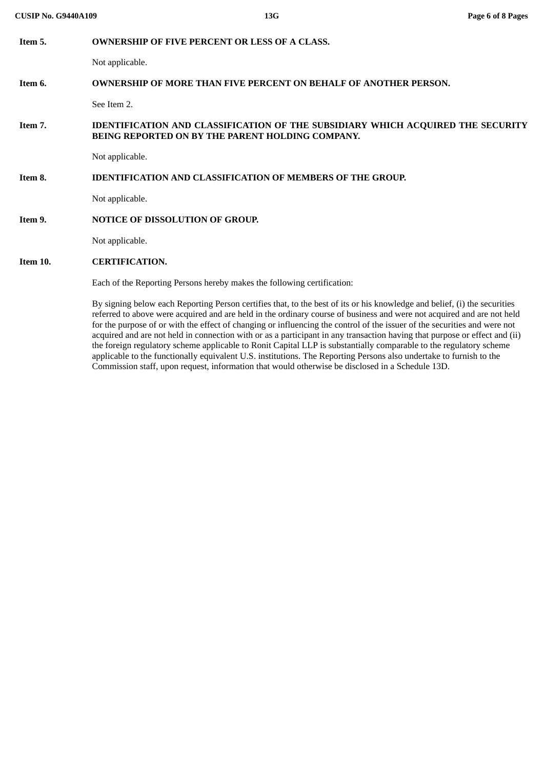**Item 5. OWNERSHIP OF FIVE PERCENT OR LESS OF A CLASS.**

Not applicable.

**Item 6. OWNERSHIP OF MORE THAN FIVE PERCENT ON BEHALF OF ANOTHER PERSON.**

See Item 2.

**Item 7. IDENTIFICATION AND CLASSIFICATION OF THE SUBSIDIARY WHICH ACQUIRED THE SECURITY BEING REPORTED ON BY THE PARENT HOLDING COMPANY.**

Not applicable.

**Item 8. IDENTIFICATION AND CLASSIFICATION OF MEMBERS OF THE GROUP.**

Not applicable.

**Item 9. NOTICE OF DISSOLUTION OF GROUP.**

Not applicable.

**Item 10. CERTIFICATION.**

Each of the Reporting Persons hereby makes the following certification:

By signing below each Reporting Person certifies that, to the best of its or his knowledge and belief, (i) the securities referred to above were acquired and are held in the ordinary course of business and were not acquired and are not held for the purpose of or with the effect of changing or influencing the control of the issuer of the securities and were not acquired and are not held in connection with or as a participant in any transaction having that purpose or effect and (ii) the foreign regulatory scheme applicable to Ronit Capital LLP is substantially comparable to the regulatory scheme applicable to the functionally equivalent U.S. institutions. The Reporting Persons also undertake to furnish to the Commission staff, upon request, information that would otherwise be disclosed in a Schedule 13D.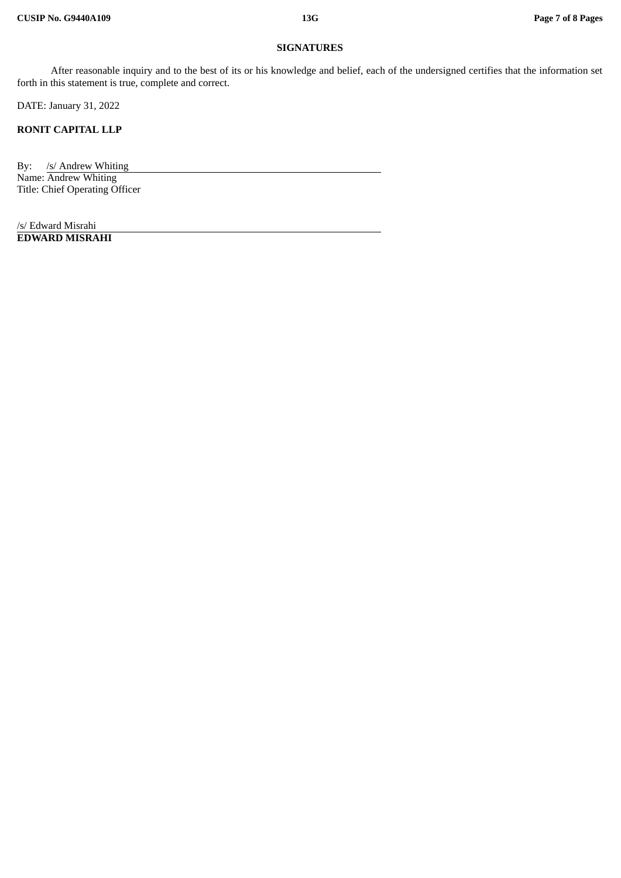## SIGNATURES

After reasonable inquiry and to the best of its or his knowledge and belief, each of the undersigned certifies that the information set forth in this statement is true, complete and correct.

DATE: January 31, 2022

**RONIT CAPITAL LLP**

By: /s/ Andrew Whiting
Name: Andrew Whiting
Title: Chief Operating Officer

/s/ Edward Misrahi
**EDWARD MISRAHI**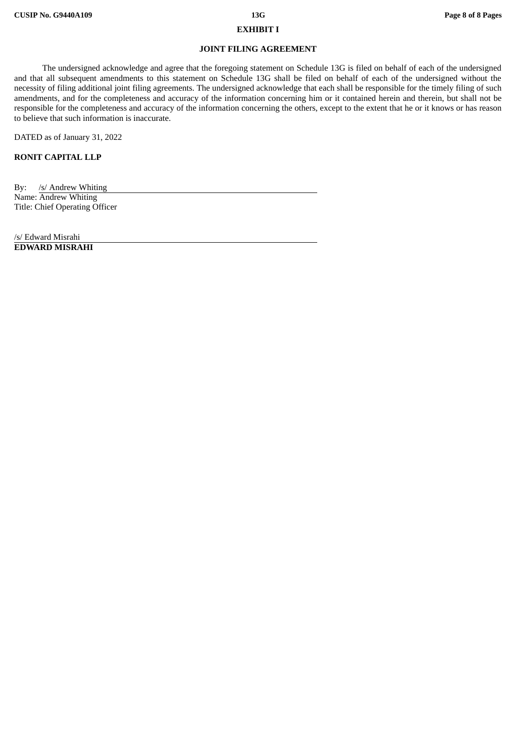## EXHIBIT I

## JOINT FILING AGREEMENT

The undersigned acknowledge and agree that the foregoing statement on Schedule 13G is filed on behalf of each of the undersigned and that all subsequent amendments to this statement on Schedule 13G shall be filed on behalf of each of the undersigned without the necessity of filing additional joint filing agreements. The undersigned acknowledge that each shall be responsible for the timely filing of such amendments, and for the completeness and accuracy of the information concerning him or it contained herein and therein, but shall not be responsible for the completeness and accuracy of the information concerning the others, except to the extent that he or it knows or has reason to believe that such information is inaccurate.

DATED as of January 31, 2022

**RONIT CAPITAL LLP**

By: /s/ Andrew Whiting
Name: Andrew Whiting
Title: Chief Operating Officer

/s/ Edward Misrahi
**EDWARD MISRAHI**